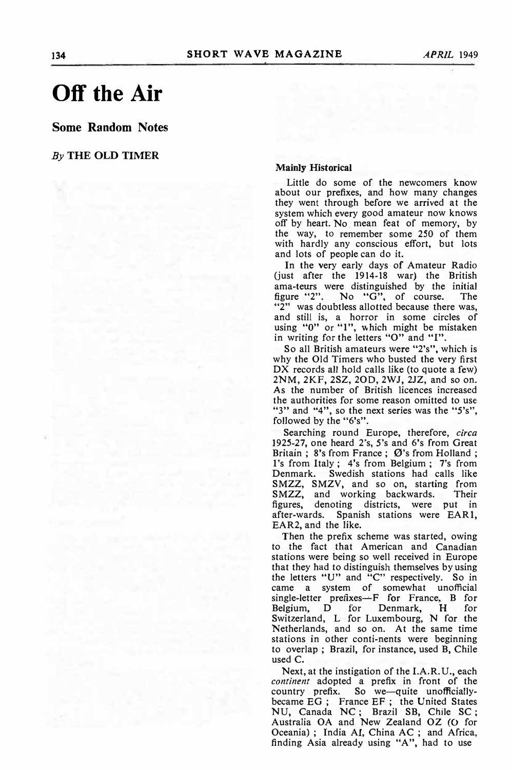# Off the Air

## Some Random Notes

*By* THE OLD TIMER

### Mainly Historical

Little do some of the newcomers know about our prefixes, and how many changes they went through before we arrived at the system which every good amateur now knows off by heart. No mean feat of memory, by the way, to remember some 250 of them with hardly any conscious effort, but lots and lots of people can do it.

In the very early days of Amateur Radio (just after the 1914-18 war) the British ama-teurs were distinguished by the initial figure "2". No "G", of course. The "2" was doubtless allotted because there was, and still is, a horror in some circles of using "0" or "1", which might be mistaken in writing for the letters "O" and "I".

So all British amateurs were "2's", which is why the Old Timers who busted the very first DX records all hold calls like (to quote a few) 2NM, 2KF, 2SZ, 2OD, 2WJ, 2JZ, and so on. As the number of British licences increased the authorities for some reason omitted to use "3" and "4", so the next series was the "5's", followed by the "6's".

Searching round Europe, therefore, *circa* 1925-27, one heard 2's, 5's and 6's from Great Britain ; 8's from France ; Ø's from Holland ; 1's from Italy ; 4's from Belgium ; 7's from Denmark. Swedish stations had calls like SMZZ, SMZV, and so on, starting from SMZZ, and working backwards. Their figures, denoting districts, were put in after-wards. Spanish stations were EAR1, EAR2, and the like.

Then the prefix scheme was started, owing to the fact that American and Canadian stations were being so well received in Europe that they had to distinguish themselves by using the letters "U" and "C" respectively. So in came a system of somewhat unofficial single-letter prefixes—F for France, B for Belgium, D for Denmark, H for Switzerland, L for Luxembourg, N for the Netherlands, and so on. At the same time stations in other conti-nents were beginning to overlap ; Brazil, for instance, used B, Chile used C.

Next, at the instigation of the I.A.R.U., each *continent* adopted a prefix in front of the country prefix. So we—quite unofficially-became EG ; France EF ; the United States NU, Canada NC ; Brazil SB, Chile SC ; Australia OA and New Zealand OZ (O for Oceania) ; India AI, China AC ; and Africa, finding Asia already using "A", had to use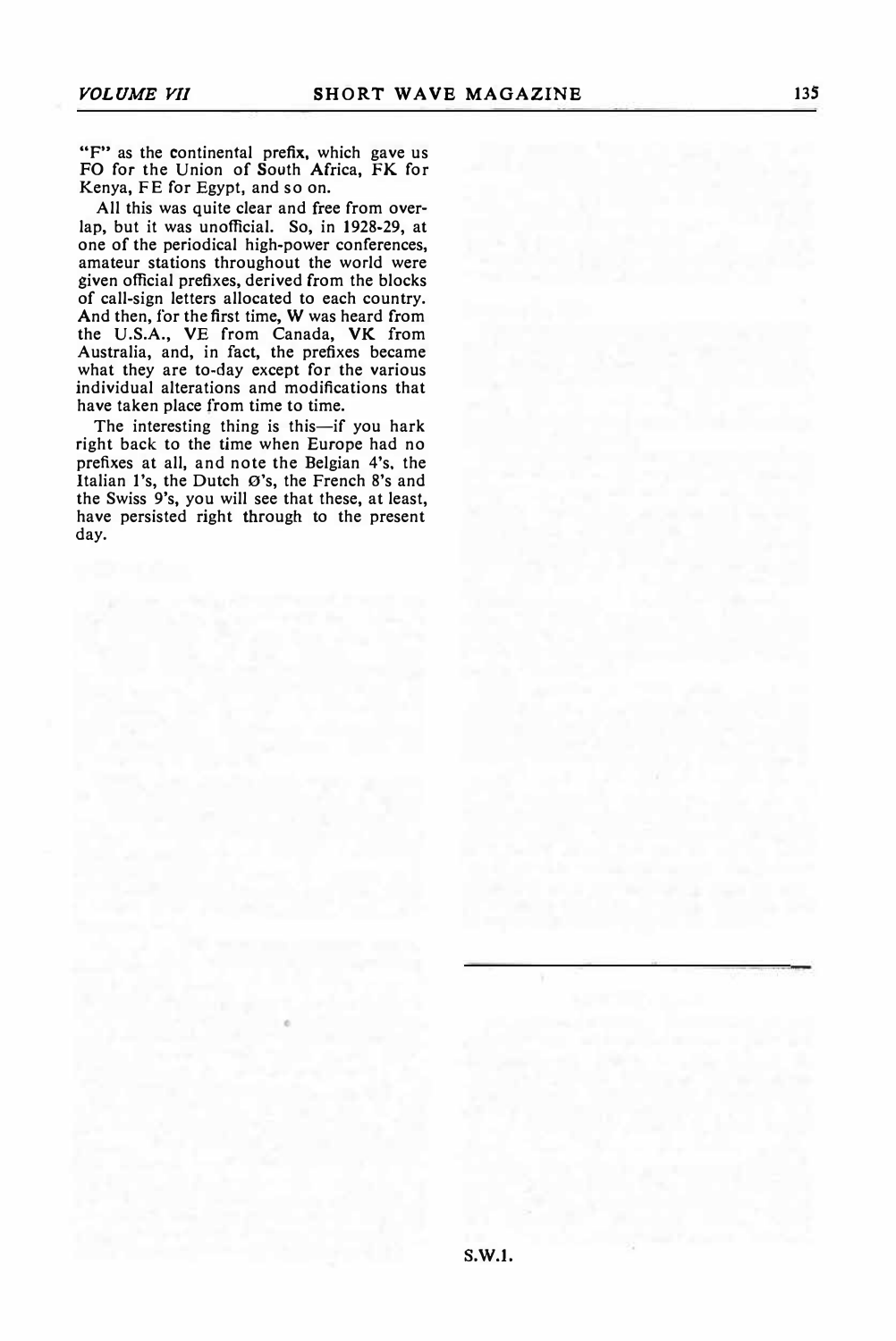"F" as the continental prefix, which gave us FO for the Union of South Africa, FK for Kenya, FE for Egypt, and so on.

All this was quite clear and free from overlap, but it was unofficial. So, in 1928-29, at one of the periodical high-power conferences, amateur stations throughout the world were given official prefixes, derived from the blocks of call-sign letters allocated to each country. And then, for the first time, W was heard from the U.S.A., VE from Canada, VK from Australia, and, in fact, the prefixes became what they are to-day except for the various individual alterations and modifications that have taken place from time to time.

The interesting thing is this—if you hark right back to the time when Europe had no prefixes at all, and note the Belgian 4's, the Italian 1's, the Dutch Ø's, the French 8's and the Swiss 9's, you will see that these, at least, have persisted right through to the present day.

S.W.1.